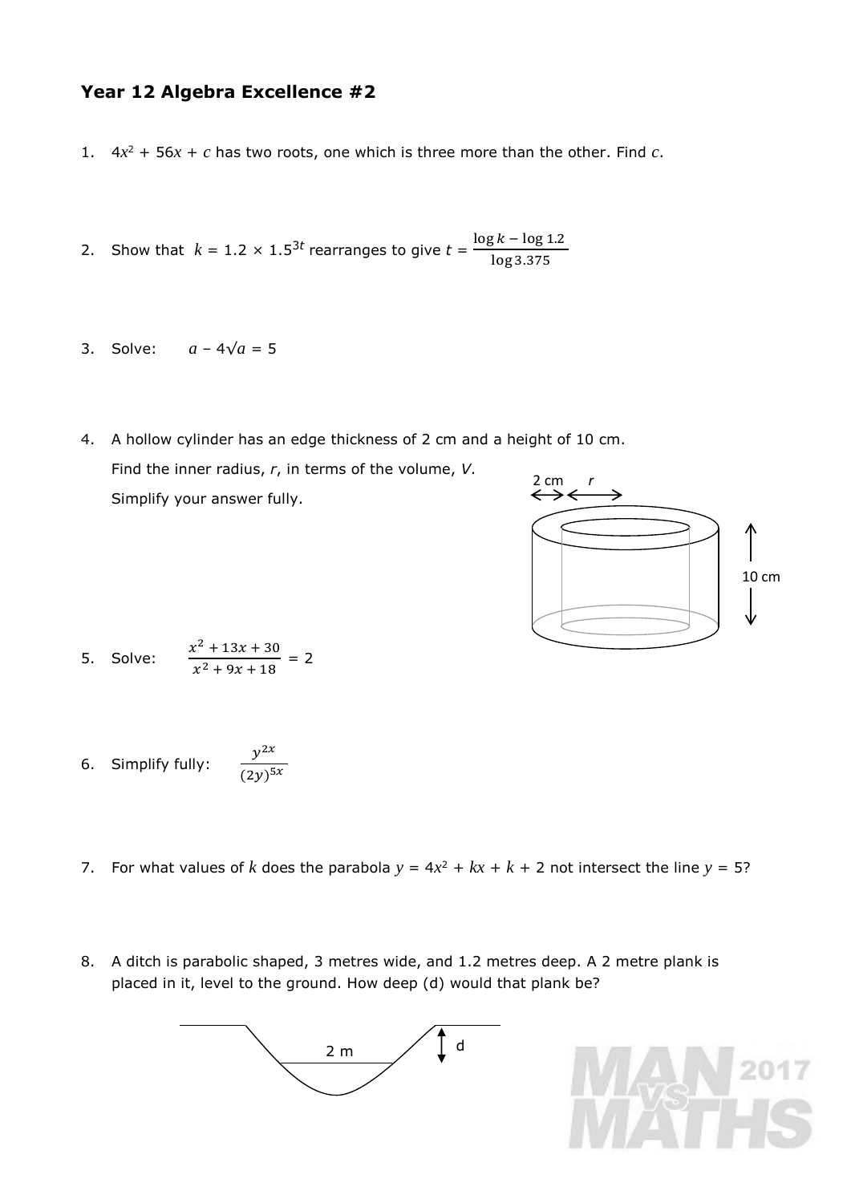## Year 12 Algebra Excellence #2

1. $4x^2 + 56x + c$ has two roots, one which is three more than the other. Find $c$.

2. Show that $k = 1.2 \times 1.5^{3t}$ rearranges to give $t = \dfrac{\log k - \log 1.2}{\log 3.375}$

3. Solve: $a - 4\sqrt{a} = 5$

4. A hollow cylinder has an edge thickness of 2 cm and a height of 10 cm.
   Find the inner radius, $r$, in terms of the volume, $V$.
   Simplify your answer fully.

   2 cm &nbsp; $r$

   10 cm

5. Solve: $\dfrac{x^2 + 13x + 30}{x^2 + 9x + 18} = 2$

6. Simplify fully: $\dfrac{y^{2x}}{(2y)^{5x}}$

7. For what values of $k$ does the parabola $y = 4x^2 + kx + k + 2$ not intersect the line $y = 5$?

8. A ditch is parabolic shaped, 3 metres wide, and 1.2 metres deep. A 2 metre plank is placed in it, level to the ground. How deep (d) would that plank be?

   2 m &nbsp; d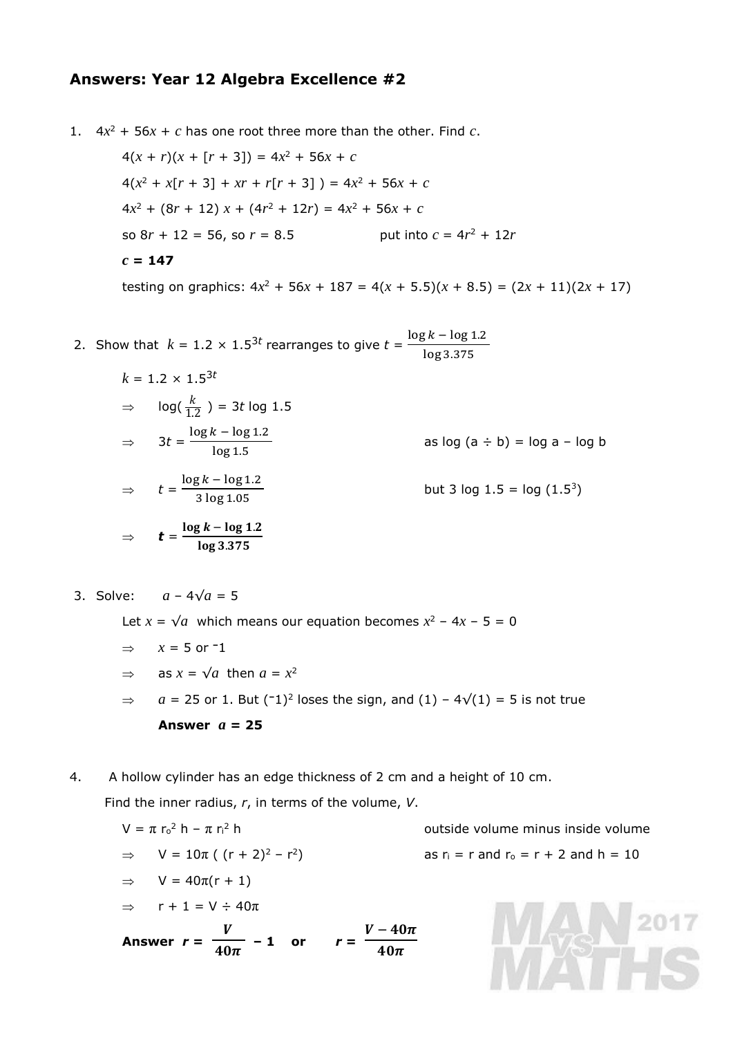## Answers: Year 12 Algebra Excellence #2

1. $4x^2 + 56x + c$ has one root three more than the other. Find $c$.

   $4(x + r)(x + [r + 3]) = 4x^2 + 56x + c$

   $4(x^2 + x[r + 3] + xr + r[r + 3]\ ) = 4x^2 + 56x + c$

   $4x^2 + (8r + 12)\ x + (4r^2 + 12r) = 4x^2 + 56x + c$

   so $8r + 12 = 56$, so $r = 8.5$ put into $c = 4r^2 + 12r$

   $\boldsymbol{c = 147}$

   testing on graphics: $4x^2 + 56x + 187 = 4(x + 5.5)(x + 8.5) = (2x + 11)(2x + 17)$

2. Show that $k = 1.2 \times 1.5^{3t}$ rearranges to give $t = \dfrac{\log k - \log 1.2}{\log 3.375}$

   $k = 1.2 \times 1.5^{3t}$

   $\Rightarrow \quad \log(\frac{k}{1.2}) = 3t \log 1.5$

   $\Rightarrow \quad 3t = \dfrac{\log k - \log 1.2}{\log 1.5}$ as log (a ÷ b) = log a − log b

   $\Rightarrow \quad t = \dfrac{\log k - \log 1.2}{3 \log 1.05}$ but $3 \log 1.5 = \log (1.5^3)$

   $\Rightarrow \quad \boldsymbol{t = \dfrac{\log k - \log 1.2}{\log 3.375}}$

3. Solve: $a - 4\sqrt{a} = 5$

   Let $x = \sqrt{a}$ which means our equation becomes $x^2 - 4x - 5 = 0$

   $\Rightarrow \quad x = 5$ or $^-1$

   $\Rightarrow \quad$ as $x = \sqrt{a}$ then $a = x^2$

   $\Rightarrow \quad a = 25$ or 1. But $(^-1)^2$ loses the sign, and $(1) - 4\sqrt{(1)} = 5$ is not true

   **Answer** $\boldsymbol{a = 25}$

4. A hollow cylinder has an edge thickness of 2 cm and a height of 10 cm.

   Find the inner radius, *r*, in terms of the volume, *V*.

   $V = \pi\ r_o^2\ h - \pi\ r_i^2\ h$ outside volume minus inside volume

   $\Rightarrow \quad V = 10\pi\ (\ (r + 2)^2 - r^2)$ as $r_i = r$ and $r_o = r + 2$ and $h = 10$

   $\Rightarrow \quad V = 40\pi(r + 1)$

   $\Rightarrow \quad r + 1 = V \div 40\pi$

   **Answer** $\boldsymbol{r = \dfrac{V}{40\pi} - 1}$ **or** $\boldsymbol{r = \dfrac{V - 40\pi}{40\pi}}$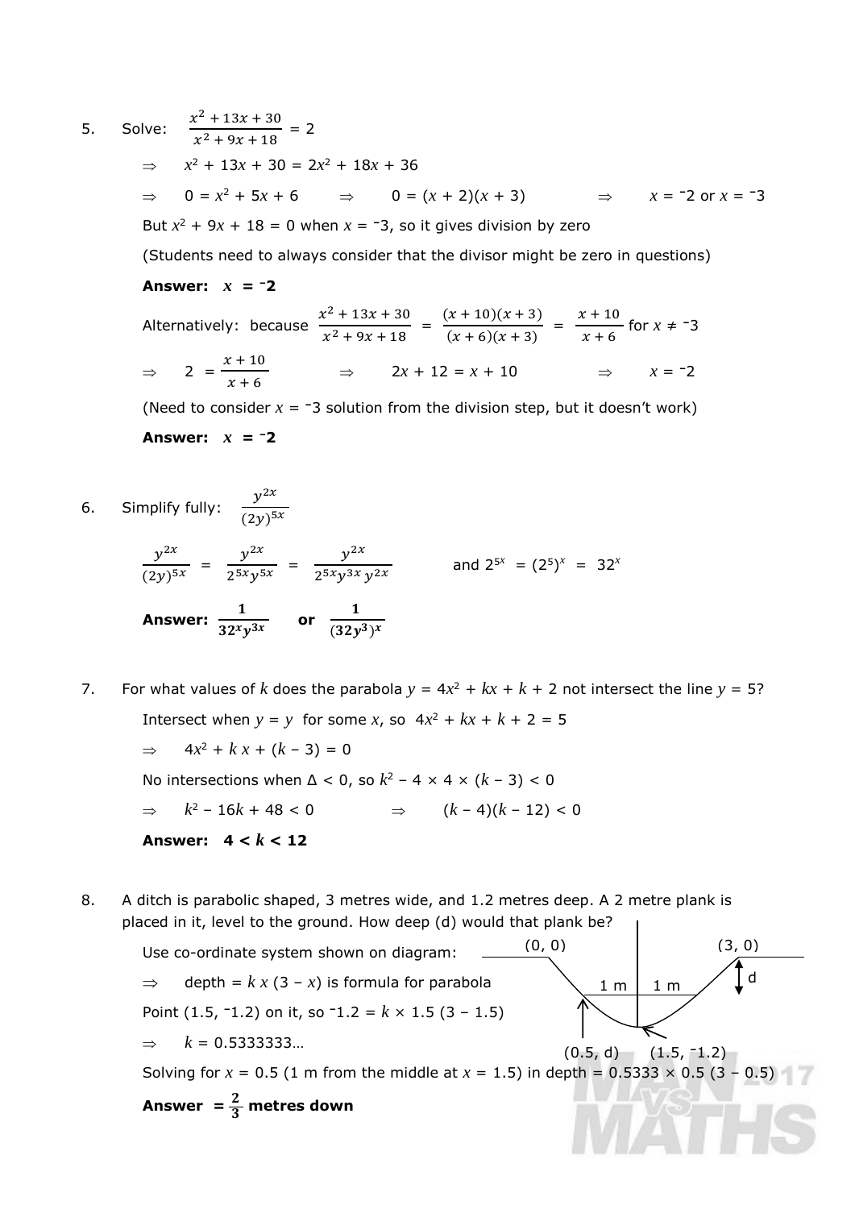5. Solve: $\dfrac{x^2 + 13x + 30}{x^2 + 9x + 18} = 2$

   $\Rightarrow \quad x^2 + 13x + 30 = 2x^2 + 18x + 36$

   $\Rightarrow \quad 0 = x^2 + 5x + 6 \qquad \Rightarrow \qquad 0 = (x + 2)(x + 3) \qquad \Rightarrow \qquad x = {}^-2 \text{ or } x = {}^-3$

   But $x^2 + 9x + 18 = 0$ when $x = {}^-3$, so it gives division by zero

   (Students need to always consider that the divisor might be zero in questions)

   **Answer:** $x = {}^-2$

   Alternatively: because $\dfrac{x^2 + 13x + 30}{x^2 + 9x + 18} = \dfrac{(x+10)(x+3)}{(x+6)(x+3)} = \dfrac{x+10}{x+6}$ for $x \neq {}^-3$

   $\Rightarrow \quad 2 = \dfrac{x+10}{x+6} \qquad \Rightarrow \qquad 2x + 12 = x + 10 \qquad \Rightarrow \qquad x = {}^-2$

   (Need to consider $x = {}^-3$ solution from the division step, but it doesn't work)

   **Answer:** $x = {}^-2$

6. Simplify fully: $\dfrac{y^{2x}}{(2y)^{5x}}$

   $\dfrac{y^{2x}}{(2y)^{5x}} = \dfrac{y^{2x}}{2^{5x}y^{5x}} = \dfrac{y^{2x}}{2^{5x}y^{3x}\,y^{2x}} \qquad$ and $2^{5x} = (2^5)^x = 32^x$

   **Answer:** $\dfrac{1}{32^x y^{3x}}$ **or** $\dfrac{1}{(32y^3)^x}$

7. For what values of $k$ does the parabola $y = 4x^2 + kx + k + 2$ not intersect the line $y = 5$?

   Intersect when $y = y$ for some $x$, so $4x^2 + kx + k + 2 = 5$

   $\Rightarrow \quad 4x^2 + k\,x + (k - 3) = 0$

   No intersections when $\Delta < 0$, so $k^2 - 4 \times 4 \times (k - 3) < 0$

   $\Rightarrow \quad k^2 - 16k + 48 < 0 \qquad \Rightarrow \qquad (k - 4)(k - 12) < 0$

   **Answer:** $4 < k < 12$

8. A ditch is parabolic shaped, 3 metres wide, and 1.2 metres deep. A 2 metre plank is placed in it, level to the ground. How deep (d) would that plank be?

   Use co-ordinate system shown on diagram:

   $\Rightarrow \quad$ depth $= k\,x\,(3 - x)$ is formula for parabola

   Point $(1.5, {}^-1.2)$ on it, so ${}^-1.2 = k \times 1.5\,(3 - 1.5)$

   $\Rightarrow \quad k = 0.5333333\ldots$

   (0, 0)
   (3, 0)
   1 m
   1 m
   d
   (0.5, d)
   (1.5, ⁻1.2)

   Solving for $x = 0.5$ (1 m from the middle at $x = 1.5$) in depth $= 0.5333 \times 0.5\,(3 - 0.5)$

   **Answer** $= \frac{2}{3}$ **metres down**